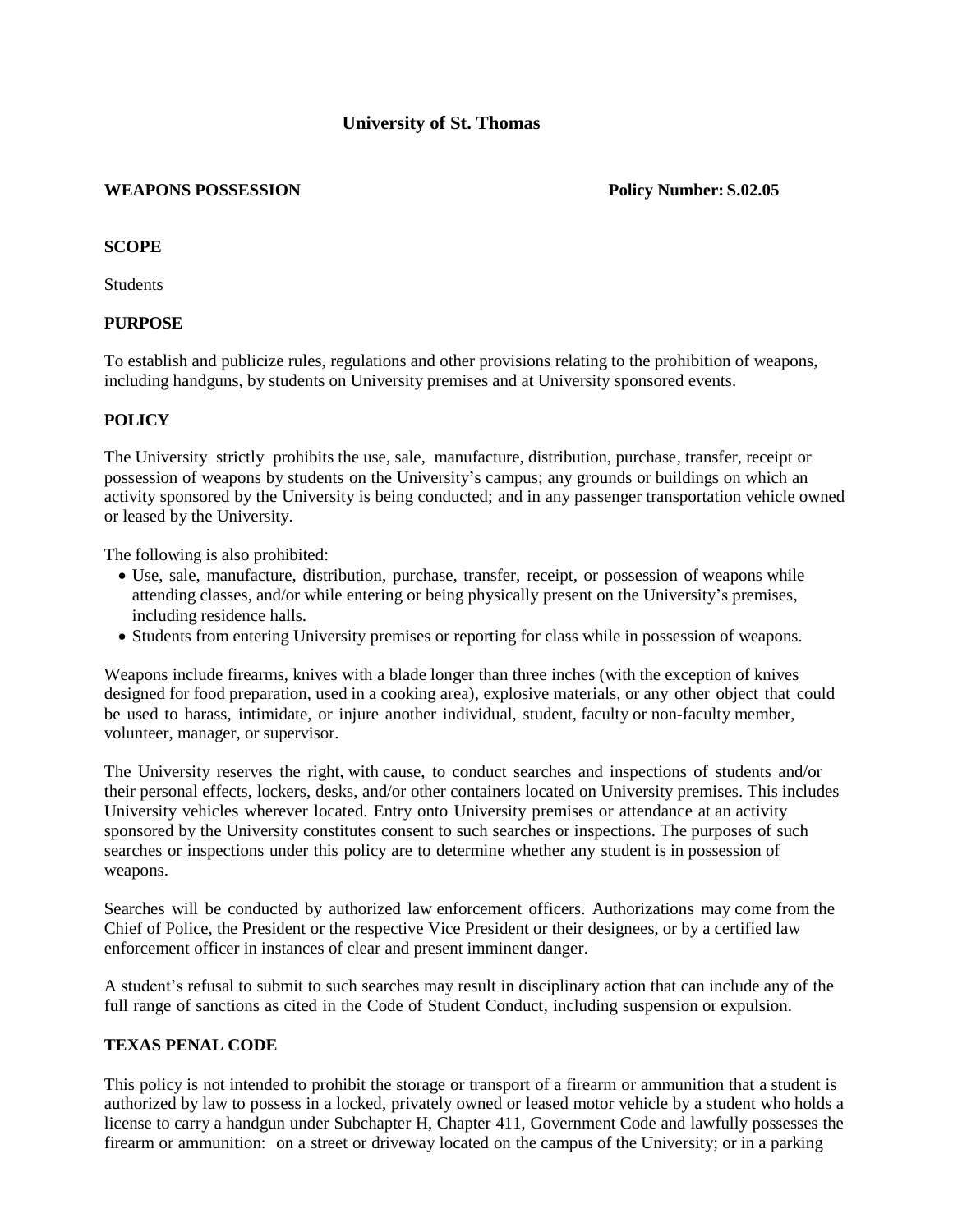# University of St. Thomas

**WEAPONS POSSESSION** **Policy Number: S.02.05**

## SCOPE

Students

## PURPOSE

To establish and publicize rules, regulations and other provisions relating to the prohibition of weapons, including handguns, by students on University premises and at University sponsored events.

## POLICY

The University strictly prohibits the use, sale, manufacture, distribution, purchase, transfer, receipt or possession of weapons by students on the University's campus; any grounds or buildings on which an activity sponsored by the University is being conducted; and in any passenger transportation vehicle owned or leased by the University.

The following is also prohibited:

- Use, sale, manufacture, distribution, purchase, transfer, receipt, or possession of weapons while attending classes, and/or while entering or being physically present on the University's premises, including residence halls.
- Students from entering University premises or reporting for class while in possession of weapons.

Weapons include firearms, knives with a blade longer than three inches (with the exception of knives designed for food preparation, used in a cooking area), explosive materials, or any other object that could be used to harass, intimidate, or injure another individual, student, faculty or non-faculty member, volunteer, manager, or supervisor.

The University reserves the right, with cause, to conduct searches and inspections of students and/or their personal effects, lockers, desks, and/or other containers located on University premises. This includes University vehicles wherever located. Entry onto University premises or attendance at an activity sponsored by the University constitutes consent to such searches or inspections. The purposes of such searches or inspections under this policy are to determine whether any student is in possession of weapons.

Searches will be conducted by authorized law enforcement officers. Authorizations may come from the Chief of Police, the President or the respective Vice President or their designees, or by a certified law enforcement officer in instances of clear and present imminent danger.

A student's refusal to submit to such searches may result in disciplinary action that can include any of the full range of sanctions as cited in the Code of Student Conduct, including suspension or expulsion.

## TEXAS PENAL CODE

This policy is not intended to prohibit the storage or transport of a firearm or ammunition that a student is authorized by law to possess in a locked, privately owned or leased motor vehicle by a student who holds a license to carry a handgun under Subchapter H, Chapter 411, Government Code and lawfully possesses the firearm or ammunition: on a street or driveway located on the campus of the University; or in a parking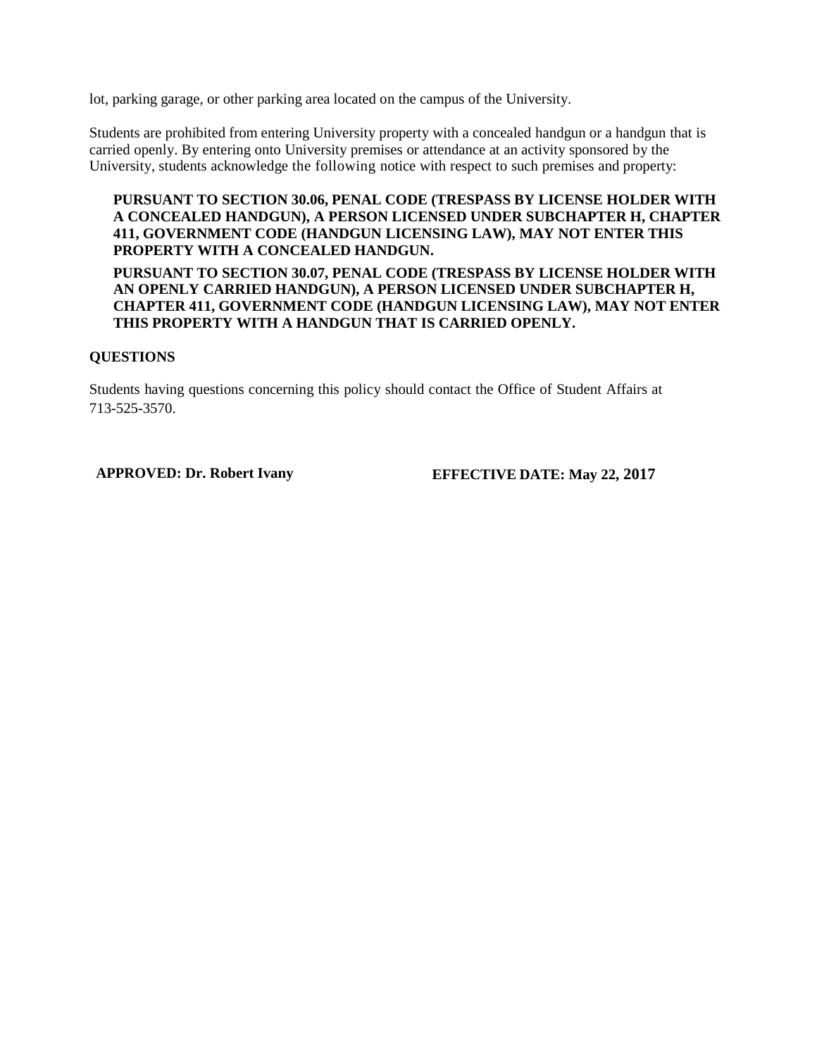lot, parking garage, or other parking area located on the campus of the University.

Students are prohibited from entering University property with a concealed handgun or a handgun that is carried openly. By entering onto University premises or attendance at an activity sponsored by the University, students acknowledge the following notice with respect to such premises and property:

> **PURSUANT TO SECTION 30.06, PENAL CODE (TRESPASS BY LICENSE HOLDER WITH A CONCEALED HANDGUN), A PERSON LICENSED UNDER SUBCHAPTER H, CHAPTER 411, GOVERNMENT CODE (HANDGUN LICENSING LAW), MAY NOT ENTER THIS PROPERTY WITH A CONCEALED HANDGUN.**
>
> **PURSUANT TO SECTION 30.07, PENAL CODE (TRESPASS BY LICENSE HOLDER WITH AN OPENLY CARRIED HANDGUN), A PERSON LICENSED UNDER SUBCHAPTER H, CHAPTER 411, GOVERNMENT CODE (HANDGUN LICENSING LAW), MAY NOT ENTER THIS PROPERTY WITH A HANDGUN THAT IS CARRIED OPENLY.**

**QUESTIONS**

Students having questions concerning this policy should contact the Office of Student Affairs at 713-525-3570.

**APPROVED: Dr. Robert Ivany** **EFFECTIVE DATE: May 22, 2017**